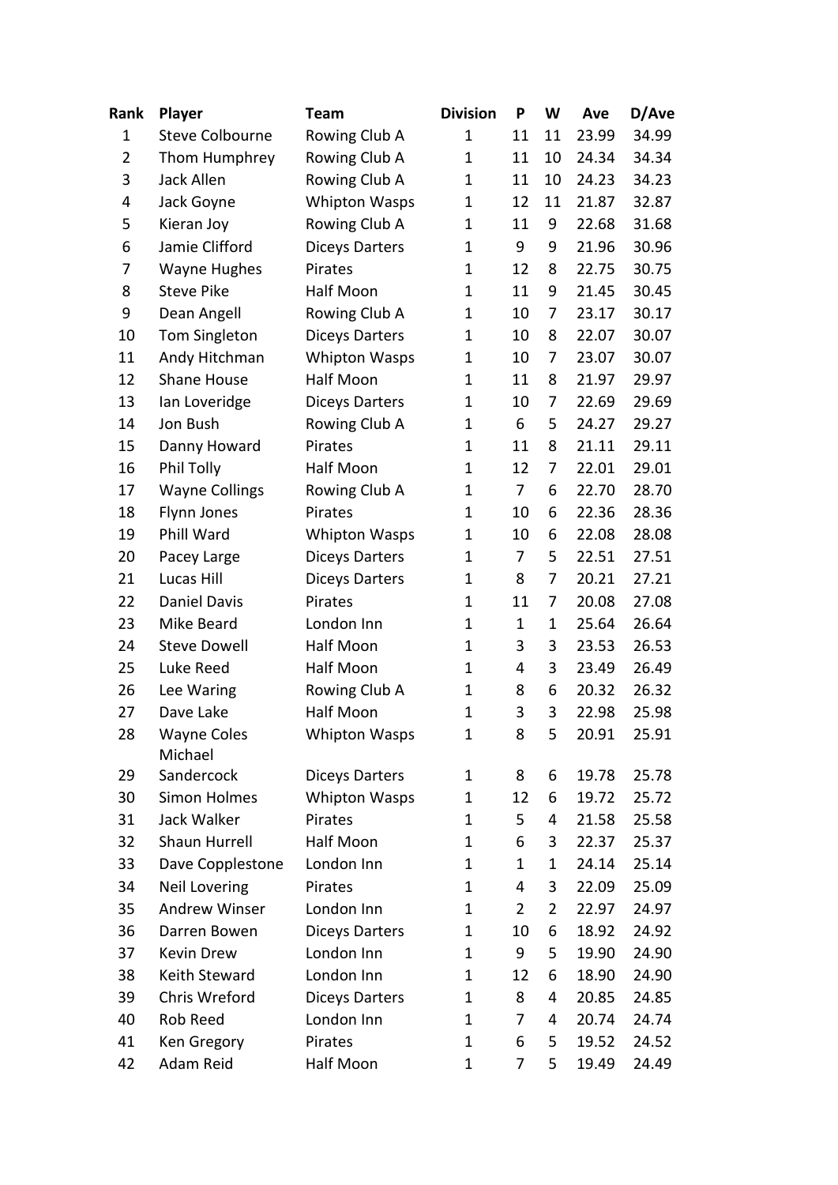| Rank | Player | Team | Division | P | W | Ave | D/Ave |
|---|---|---|---|---|---|---|---|
| 1 | Steve Colbourne | Rowing Club A | 1 | 11 | 11 | 23.99 | 34.99 |
| 2 | Thom Humphrey | Rowing Club A | 1 | 11 | 10 | 24.34 | 34.34 |
| 3 | Jack Allen | Rowing Club A | 1 | 11 | 10 | 24.23 | 34.23 |
| 4 | Jack Goyne | Whipton Wasps | 1 | 12 | 11 | 21.87 | 32.87 |
| 5 | Kieran Joy | Rowing Club A | 1 | 11 | 9 | 22.68 | 31.68 |
| 6 | Jamie Clifford | Diceys Darters | 1 | 9 | 9 | 21.96 | 30.96 |
| 7 | Wayne Hughes | Pirates | 1 | 12 | 8 | 22.75 | 30.75 |
| 8 | Steve Pike | Half Moon | 1 | 11 | 9 | 21.45 | 30.45 |
| 9 | Dean Angell | Rowing Club A | 1 | 10 | 7 | 23.17 | 30.17 |
| 10 | Tom Singleton | Diceys Darters | 1 | 10 | 8 | 22.07 | 30.07 |
| 11 | Andy Hitchman | Whipton Wasps | 1 | 10 | 7 | 23.07 | 30.07 |
| 12 | Shane House | Half Moon | 1 | 11 | 8 | 21.97 | 29.97 |
| 13 | Ian Loveridge | Diceys Darters | 1 | 10 | 7 | 22.69 | 29.69 |
| 14 | Jon Bush | Rowing Club A | 1 | 6 | 5 | 24.27 | 29.27 |
| 15 | Danny Howard | Pirates | 1 | 11 | 8 | 21.11 | 29.11 |
| 16 | Phil Tolly | Half Moon | 1 | 12 | 7 | 22.01 | 29.01 |
| 17 | Wayne Collings | Rowing Club A | 1 | 7 | 6 | 22.70 | 28.70 |
| 18 | Flynn Jones | Pirates | 1 | 10 | 6 | 22.36 | 28.36 |
| 19 | Phill Ward | Whipton Wasps | 1 | 10 | 6 | 22.08 | 28.08 |
| 20 | Pacey Large | Diceys Darters | 1 | 7 | 5 | 22.51 | 27.51 |
| 21 | Lucas Hill | Diceys Darters | 1 | 8 | 7 | 20.21 | 27.21 |
| 22 | Daniel Davis | Pirates | 1 | 11 | 7 | 20.08 | 27.08 |
| 23 | Mike Beard | London Inn | 1 | 1 | 1 | 25.64 | 26.64 |
| 24 | Steve Dowell | Half Moon | 1 | 3 | 3 | 23.53 | 26.53 |
| 25 | Luke Reed | Half Moon | 1 | 4 | 3 | 23.49 | 26.49 |
| 26 | Lee Waring | Rowing Club A | 1 | 8 | 6 | 20.32 | 26.32 |
| 27 | Dave Lake | Half Moon | 1 | 3 | 3 | 22.98 | 25.98 |
| 28 | Wayne Coles | Whipton Wasps | 1 | 8 | 5 | 20.91 | 25.91 |
| 29 | Michael Sandercock | Diceys Darters | 1 | 8 | 6 | 19.78 | 25.78 |
| 30 | Simon Holmes | Whipton Wasps | 1 | 12 | 6 | 19.72 | 25.72 |
| 31 | Jack Walker | Pirates | 1 | 5 | 4 | 21.58 | 25.58 |
| 32 | Shaun Hurrell | Half Moon | 1 | 6 | 3 | 22.37 | 25.37 |
| 33 | Dave Copplestone | London Inn | 1 | 1 | 1 | 24.14 | 25.14 |
| 34 | Neil Lovering | Pirates | 1 | 4 | 3 | 22.09 | 25.09 |
| 35 | Andrew Winser | London Inn | 1 | 2 | 2 | 22.97 | 24.97 |
| 36 | Darren Bowen | Diceys Darters | 1 | 10 | 6 | 18.92 | 24.92 |
| 37 | Kevin Drew | London Inn | 1 | 9 | 5 | 19.90 | 24.90 |
| 38 | Keith Steward | London Inn | 1 | 12 | 6 | 18.90 | 24.90 |
| 39 | Chris Wreford | Diceys Darters | 1 | 8 | 4 | 20.85 | 24.85 |
| 40 | Rob Reed | London Inn | 1 | 7 | 4 | 20.74 | 24.74 |
| 41 | Ken Gregory | Pirates | 1 | 6 | 5 | 19.52 | 24.52 |
| 42 | Adam Reid | Half Moon | 1 | 7 | 5 | 19.49 | 24.49 |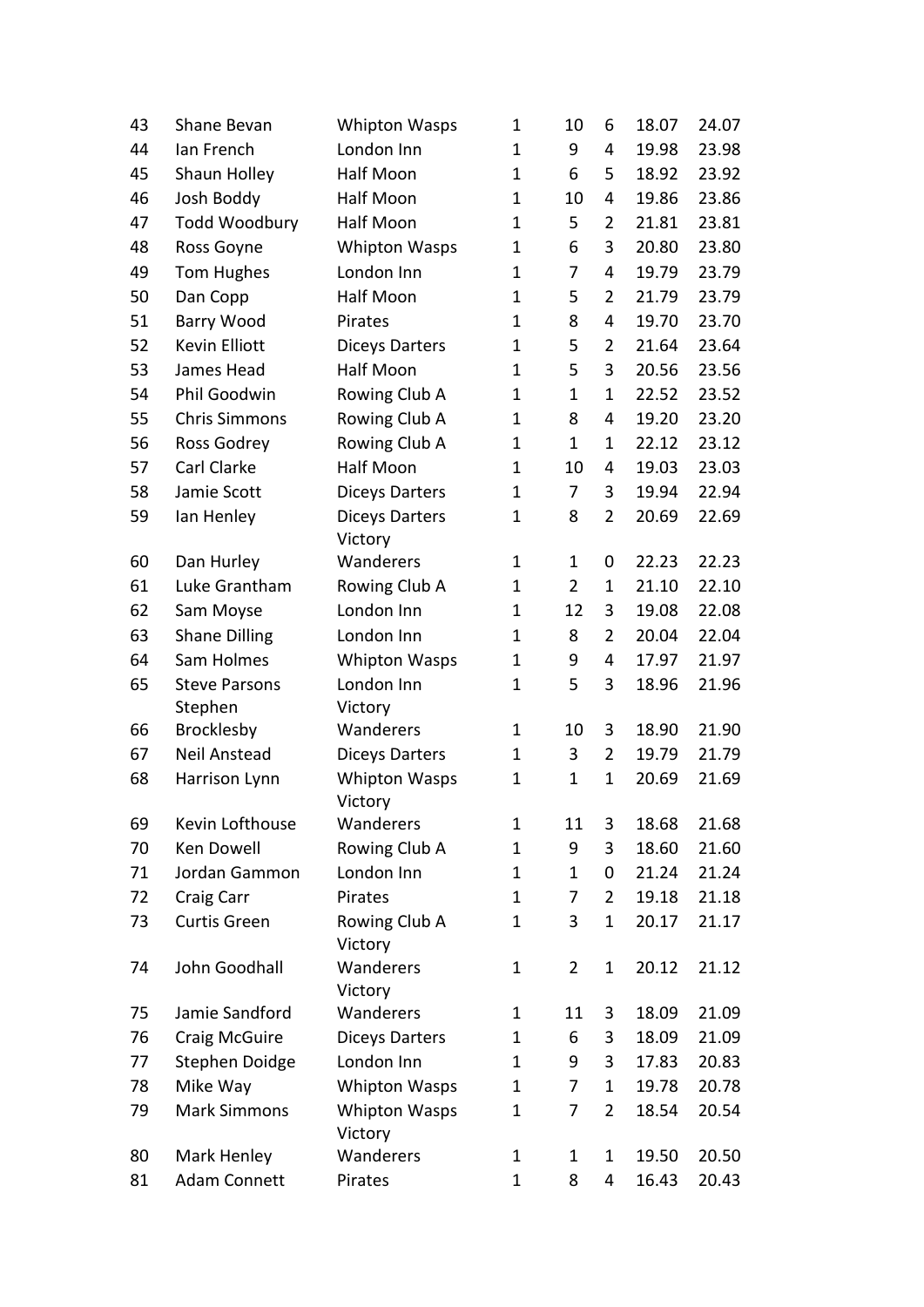| | | | | | | | |
|---|---|---|---|---|---|---|---|
| 43 | Shane Bevan | Whipton Wasps | 1 | 10 | 6 | 18.07 | 24.07 |
| 44 | Ian French | London Inn | 1 | 9 | 4 | 19.98 | 23.98 |
| 45 | Shaun Holley | Half Moon | 1 | 6 | 5 | 18.92 | 23.92 |
| 46 | Josh Boddy | Half Moon | 1 | 10 | 4 | 19.86 | 23.86 |
| 47 | Todd Woodbury | Half Moon | 1 | 5 | 2 | 21.81 | 23.81 |
| 48 | Ross Goyne | Whipton Wasps | 1 | 6 | 3 | 20.80 | 23.80 |
| 49 | Tom Hughes | London Inn | 1 | 7 | 4 | 19.79 | 23.79 |
| 50 | Dan Copp | Half Moon | 1 | 5 | 2 | 21.79 | 23.79 |
| 51 | Barry Wood | Pirates | 1 | 8 | 4 | 19.70 | 23.70 |
| 52 | Kevin Elliott | Diceys Darters | 1 | 5 | 2 | 21.64 | 23.64 |
| 53 | James Head | Half Moon | 1 | 5 | 3 | 20.56 | 23.56 |
| 54 | Phil Goodwin | Rowing Club A | 1 | 1 | 1 | 22.52 | 23.52 |
| 55 | Chris Simmons | Rowing Club A | 1 | 8 | 4 | 19.20 | 23.20 |
| 56 | Ross Godrey | Rowing Club A | 1 | 1 | 1 | 22.12 | 23.12 |
| 57 | Carl Clarke | Half Moon | 1 | 10 | 4 | 19.03 | 23.03 |
| 58 | Jamie Scott | Diceys Darters | 1 | 7 | 3 | 19.94 | 22.94 |
| 59 | Ian Henley | Diceys Darters | 1 | 8 | 2 | 20.69 | 22.69 |
| 60 | Dan Hurley | Victory Wanderers | 1 | 1 | 0 | 22.23 | 22.23 |
| 61 | Luke Grantham | Rowing Club A | 1 | 2 | 1 | 21.10 | 22.10 |
| 62 | Sam Moyse | London Inn | 1 | 12 | 3 | 19.08 | 22.08 |
| 63 | Shane Dilling | London Inn | 1 | 8 | 2 | 20.04 | 22.04 |
| 64 | Sam Holmes | Whipton Wasps | 1 | 9 | 4 | 17.97 | 21.97 |
| 65 | Steve Parsons | London Inn | 1 | 5 | 3 | 18.96 | 21.96 |
| 66 | Stephen Brocklesby | Victory Wanderers | 1 | 10 | 3 | 18.90 | 21.90 |
| 67 | Neil Anstead | Diceys Darters | 1 | 3 | 2 | 19.79 | 21.79 |
| 68 | Harrison Lynn | Whipton Wasps | 1 | 1 | 1 | 20.69 | 21.69 |
| 69 | Kevin Lofthouse | Victory Wanderers | 1 | 11 | 3 | 18.68 | 21.68 |
| 70 | Ken Dowell | Rowing Club A | 1 | 9 | 3 | 18.60 | 21.60 |
| 71 | Jordan Gammon | London Inn | 1 | 1 | 0 | 21.24 | 21.24 |
| 72 | Craig Carr | Pirates | 1 | 7 | 2 | 19.18 | 21.18 |
| 73 | Curtis Green | Rowing Club A | 1 | 3 | 1 | 20.17 | 21.17 |
| 74 | John Goodhall | Victory Wanderers | 1 | 2 | 1 | 20.12 | 21.12 |
| 75 | Jamie Sandford | Victory Wanderers | 1 | 11 | 3 | 18.09 | 21.09 |
| 76 | Craig McGuire | Diceys Darters | 1 | 6 | 3 | 18.09 | 21.09 |
| 77 | Stephen Doidge | London Inn | 1 | 9 | 3 | 17.83 | 20.83 |
| 78 | Mike Way | Whipton Wasps | 1 | 7 | 1 | 19.78 | 20.78 |
| 79 | Mark Simmons | Whipton Wasps | 1 | 7 | 2 | 18.54 | 20.54 |
| 80 | Mark Henley | Victory Wanderers | 1 | 1 | 1 | 19.50 | 20.50 |
| 81 | Adam Connett | Pirates | 1 | 8 | 4 | 16.43 | 20.43 |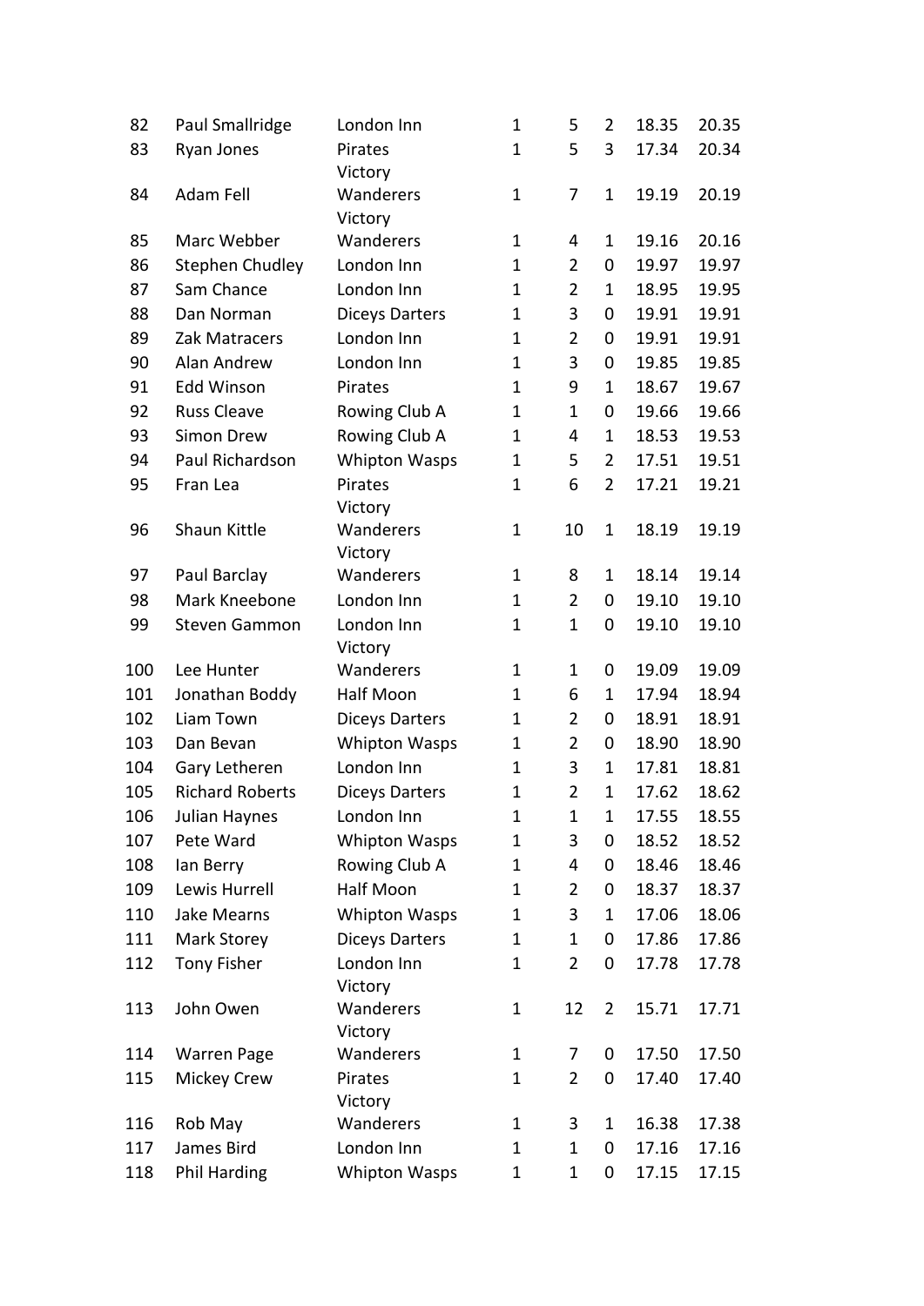| | | | | | | | |
|---|---|---|---|---|---|---|---|
| 82 | Paul Smallridge | London Inn | 1 | 5 | 2 | 18.35 | 20.35 |
| 83 | Ryan Jones | Pirates | 1 | 5 | 3 | 17.34 | 20.34 |
| 84 | Adam Fell | Victory Wanderers | 1 | 7 | 1 | 19.19 | 20.19 |
| 85 | Marc Webber | Victory Wanderers | 1 | 4 | 1 | 19.16 | 20.16 |
| 86 | Stephen Chudley | London Inn | 1 | 2 | 0 | 19.97 | 19.97 |
| 87 | Sam Chance | London Inn | 1 | 2 | 1 | 18.95 | 19.95 |
| 88 | Dan Norman | Diceys Darters | 1 | 3 | 0 | 19.91 | 19.91 |
| 89 | Zak Matracers | London Inn | 1 | 2 | 0 | 19.91 | 19.91 |
| 90 | Alan Andrew | London Inn | 1 | 3 | 0 | 19.85 | 19.85 |
| 91 | Edd Winson | Pirates | 1 | 9 | 1 | 18.67 | 19.67 |
| 92 | Russ Cleave | Rowing Club A | 1 | 1 | 0 | 19.66 | 19.66 |
| 93 | Simon Drew | Rowing Club A | 1 | 4 | 1 | 18.53 | 19.53 |
| 94 | Paul Richardson | Whipton Wasps | 1 | 5 | 2 | 17.51 | 19.51 |
| 95 | Fran Lea | Pirates | 1 | 6 | 2 | 17.21 | 19.21 |
| 96 | Shaun Kittle | Victory Wanderers | 1 | 10 | 1 | 18.19 | 19.19 |
| 97 | Paul Barclay | Victory Wanderers | 1 | 8 | 1 | 18.14 | 19.14 |
| 98 | Mark Kneebone | London Inn | 1 | 2 | 0 | 19.10 | 19.10 |
| 99 | Steven Gammon | London Inn | 1 | 1 | 0 | 19.10 | 19.10 |
| 100 | Lee Hunter | Victory Wanderers | 1 | 1 | 0 | 19.09 | 19.09 |
| 101 | Jonathan Boddy | Half Moon | 1 | 6 | 1 | 17.94 | 18.94 |
| 102 | Liam Town | Diceys Darters | 1 | 2 | 0 | 18.91 | 18.91 |
| 103 | Dan Bevan | Whipton Wasps | 1 | 2 | 0 | 18.90 | 18.90 |
| 104 | Gary Letheren | London Inn | 1 | 3 | 1 | 17.81 | 18.81 |
| 105 | Richard Roberts | Diceys Darters | 1 | 2 | 1 | 17.62 | 18.62 |
| 106 | Julian Haynes | London Inn | 1 | 1 | 1 | 17.55 | 18.55 |
| 107 | Pete Ward | Whipton Wasps | 1 | 3 | 0 | 18.52 | 18.52 |
| 108 | Ian Berry | Rowing Club A | 1 | 4 | 0 | 18.46 | 18.46 |
| 109 | Lewis Hurrell | Half Moon | 1 | 2 | 0 | 18.37 | 18.37 |
| 110 | Jake Mearns | Whipton Wasps | 1 | 3 | 1 | 17.06 | 18.06 |
| 111 | Mark Storey | Diceys Darters | 1 | 1 | 0 | 17.86 | 17.86 |
| 112 | Tony Fisher | London Inn | 1 | 2 | 0 | 17.78 | 17.78 |
| 113 | John Owen | Victory Wanderers | 1 | 12 | 2 | 15.71 | 17.71 |
| 114 | Warren Page | Victory Wanderers | 1 | 7 | 0 | 17.50 | 17.50 |
| 115 | Mickey Crew | Pirates | 1 | 2 | 0 | 17.40 | 17.40 |
| 116 | Rob May | Victory Wanderers | 1 | 3 | 1 | 16.38 | 17.38 |
| 117 | James Bird | London Inn | 1 | 1 | 0 | 17.16 | 17.16 |
| 118 | Phil Harding | Whipton Wasps | 1 | 1 | 0 | 17.15 | 17.15 |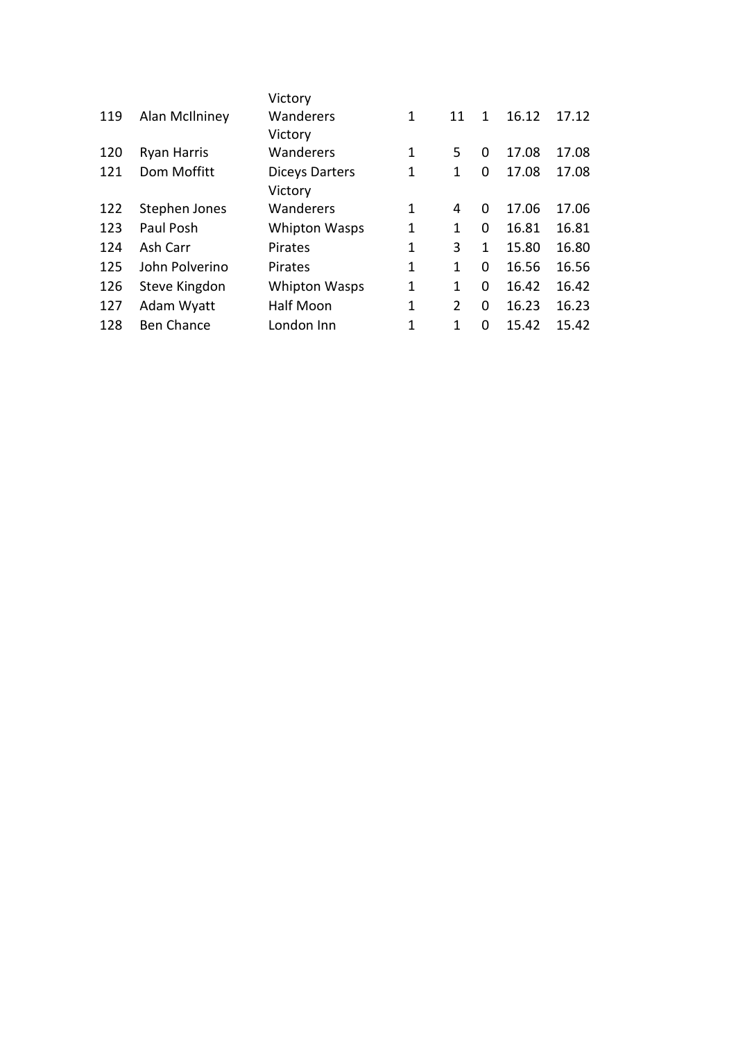| | | | | | | | |
|---|---|---|---|---|---|---|---|
| 119 | Alan McIlniney | Victory Wanderers | 1 | 11 | 1 | 16.12 | 17.12 |
| 120 | Ryan Harris | Victory Wanderers | 1 | 5 | 0 | 17.08 | 17.08 |
| 121 | Dom Moffitt | Diceys Darters | 1 | 1 | 0 | 17.08 | 17.08 |
| 122 | Stephen Jones | Victory Wanderers | 1 | 4 | 0 | 17.06 | 17.06 |
| 123 | Paul Posh | Whipton Wasps | 1 | 1 | 0 | 16.81 | 16.81 |
| 124 | Ash Carr | Pirates | 1 | 3 | 1 | 15.80 | 16.80 |
| 125 | John Polverino | Pirates | 1 | 1 | 0 | 16.56 | 16.56 |
| 126 | Steve Kingdon | Whipton Wasps | 1 | 1 | 0 | 16.42 | 16.42 |
| 127 | Adam Wyatt | Half Moon | 1 | 2 | 0 | 16.23 | 16.23 |
| 128 | Ben Chance | London Inn | 1 | 1 | 0 | 15.42 | 15.42 |